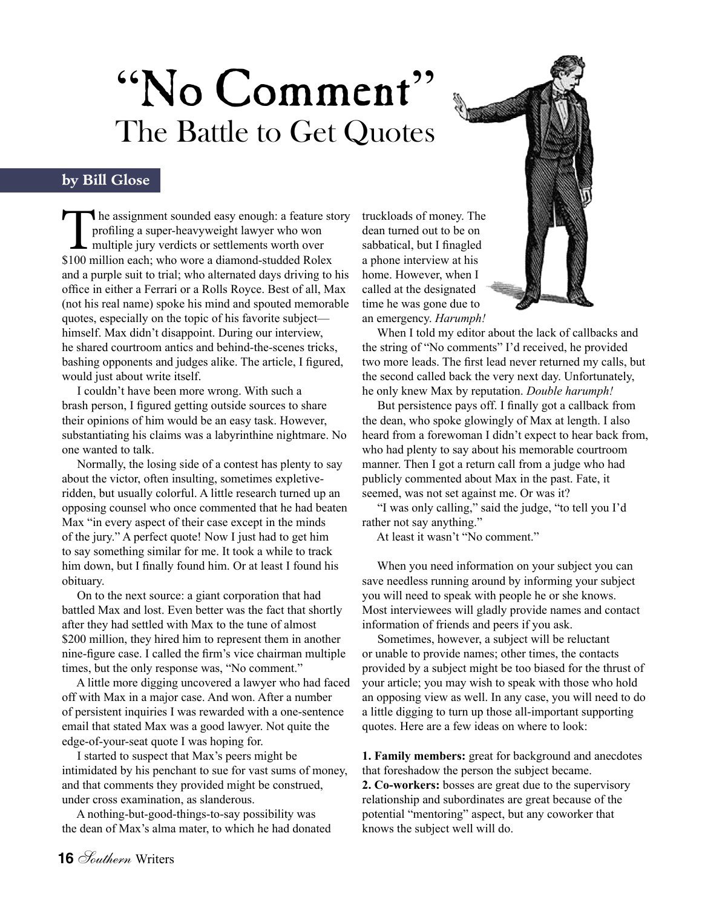# "No Comment"

## The Battle to Get Quotes

**by Bill Glose**

The assignment sounded easy enough: a feature story profiling a super-heavyweight lawyer who won multiple jury verdicts or settlements worth over $100 million each; who wore a diamond-studded Rolex and a purple suit to trial; who alternated days driving to his office in either a Ferrari or a Rolls Royce. Best of all, Max (not his real name) spoke his mind and spouted memorable quotes, especially on the topic of his favorite subject—himself. Max didn't disappoint. During our interview, he shared courtroom antics and behind-the-scenes tricks, bashing opponents and judges alike. The article, I figured, would just about write itself.

I couldn't have been more wrong. With such a brash person, I figured getting outside sources to share their opinions of him would be an easy task. However, substantiating his claims was a labyrinthine nightmare. No one wanted to talk.

Normally, the losing side of a contest has plenty to say about the victor, often insulting, sometimes expletive-ridden, but usually colorful. A little research turned up an opposing counsel who once commented that he had beaten Max "in every aspect of their case except in the minds of the jury." A perfect quote! Now I just had to get him to say something similar for me. It took a while to track him down, but I finally found him. Or at least I found his obituary.

On to the next source: a giant corporation that had battled Max and lost. Even better was the fact that shortly after they had settled with Max to the tune of almost $200 million, they hired him to represent them in another nine-figure case. I called the firm's vice chairman multiple times, but the only response was, "No comment."

A little more digging uncovered a lawyer who had faced off with Max in a major case. And won. After a number of persistent inquiries I was rewarded with a one-sentence email that stated Max was a good lawyer. Not quite the edge-of-your-seat quote I was hoping for.

I started to suspect that Max's peers might be intimidated by his penchant to sue for vast sums of money, and that comments they provided might be construed, under cross examination, as slanderous.

A nothing-but-good-things-to-say possibility was the dean of Max's alma mater, to which he had donated truckloads of money. The dean turned out to be on sabbatical, but I finagled a phone interview at his home. However, when I called at the designated time he was gone due to an emergency. *Harumph!*

When I told my editor about the lack of callbacks and the string of "No comments" I'd received, he provided two more leads. The first lead never returned my calls, but the second called back the very next day. Unfortunately, he only knew Max by reputation. *Double harumph!*

But persistence pays off. I finally got a callback from the dean, who spoke glowingly of Max at length. I also heard from a forewoman I didn't expect to hear back from, who had plenty to say about his memorable courtroom manner. Then I got a return call from a judge who had publicly commented about Max in the past. Fate, it seemed, was not set against me. Or was it?

"I was only calling," said the judge, "to tell you I'd rather not say anything."

At least it wasn't "No comment."

When you need information on your subject you can save needless running around by informing your subject you will need to speak with people he or she knows. Most interviewees will gladly provide names and contact information of friends and peers if you ask.

Sometimes, however, a subject will be reluctant or unable to provide names; other times, the contacts provided by a subject might be too biased for the thrust of your article; you may wish to speak with those who hold an opposing view as well. In any case, you will need to do a little digging to turn up those all-important supporting quotes. Here are a few ideas on where to look:

**1. Family members:** great for background and anecdotes that foreshadow the person the subject became.

**2. Co-workers:** bosses are great due to the supervisory relationship and subordinates are great because of the potential "mentoring" aspect, but any coworker that knows the subject well will do.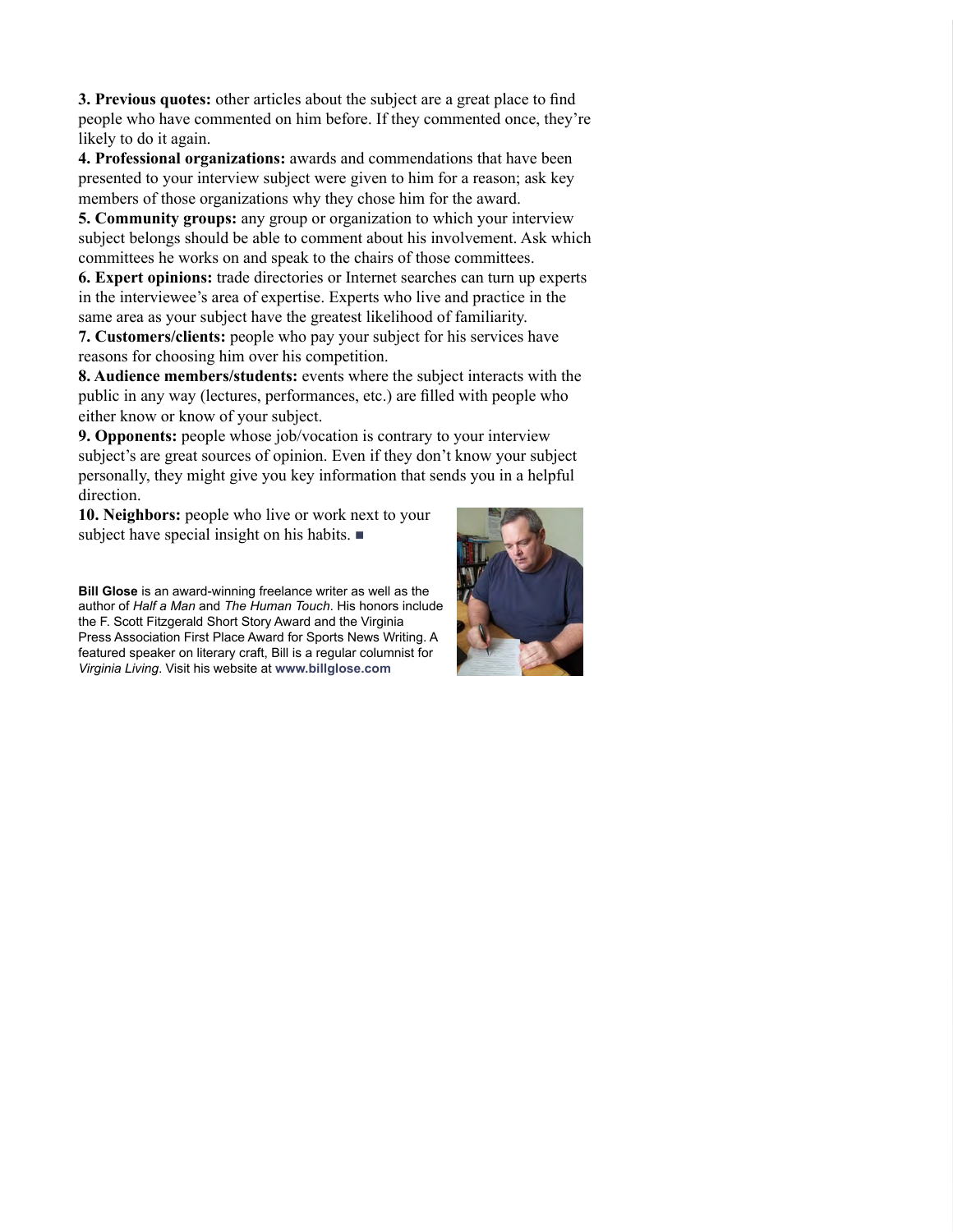**3. Previous quotes:** other articles about the subject are a great place to find people who have commented on him before. If they commented once, they're likely to do it again.

**4. Professional organizations:** awards and commendations that have been presented to your interview subject were given to him for a reason; ask key members of those organizations why they chose him for the award.

**5. Community groups:** any group or organization to which your interview subject belongs should be able to comment about his involvement. Ask which committees he works on and speak to the chairs of those committees.

**6. Expert opinions:** trade directories or Internet searches can turn up experts in the interviewee's area of expertise. Experts who live and practice in the same area as your subject have the greatest likelihood of familiarity.

**7. Customers/clients:** people who pay your subject for his services have reasons for choosing him over his competition.

**8. Audience members/students:** events where the subject interacts with the public in any way (lectures, performances, etc.) are filled with people who either know or know of your subject.

**9. Opponents:** people whose job/vocation is contrary to your interview subject's are great sources of opinion. Even if they don't know your subject personally, they might give you key information that sends you in a helpful direction.

**10. Neighbors:** people who live or work next to your subject have special insight on his habits. ■

**Bill Glose** is an award-winning freelance writer as well as the author of *Half a Man* and *The Human Touch*. His honors include the F. Scott Fitzgerald Short Story Award and the Virginia Press Association First Place Award for Sports News Writing. A featured speaker on literary craft, Bill is a regular columnist for *Virginia Living*. Visit his website at **www.billglose.com**